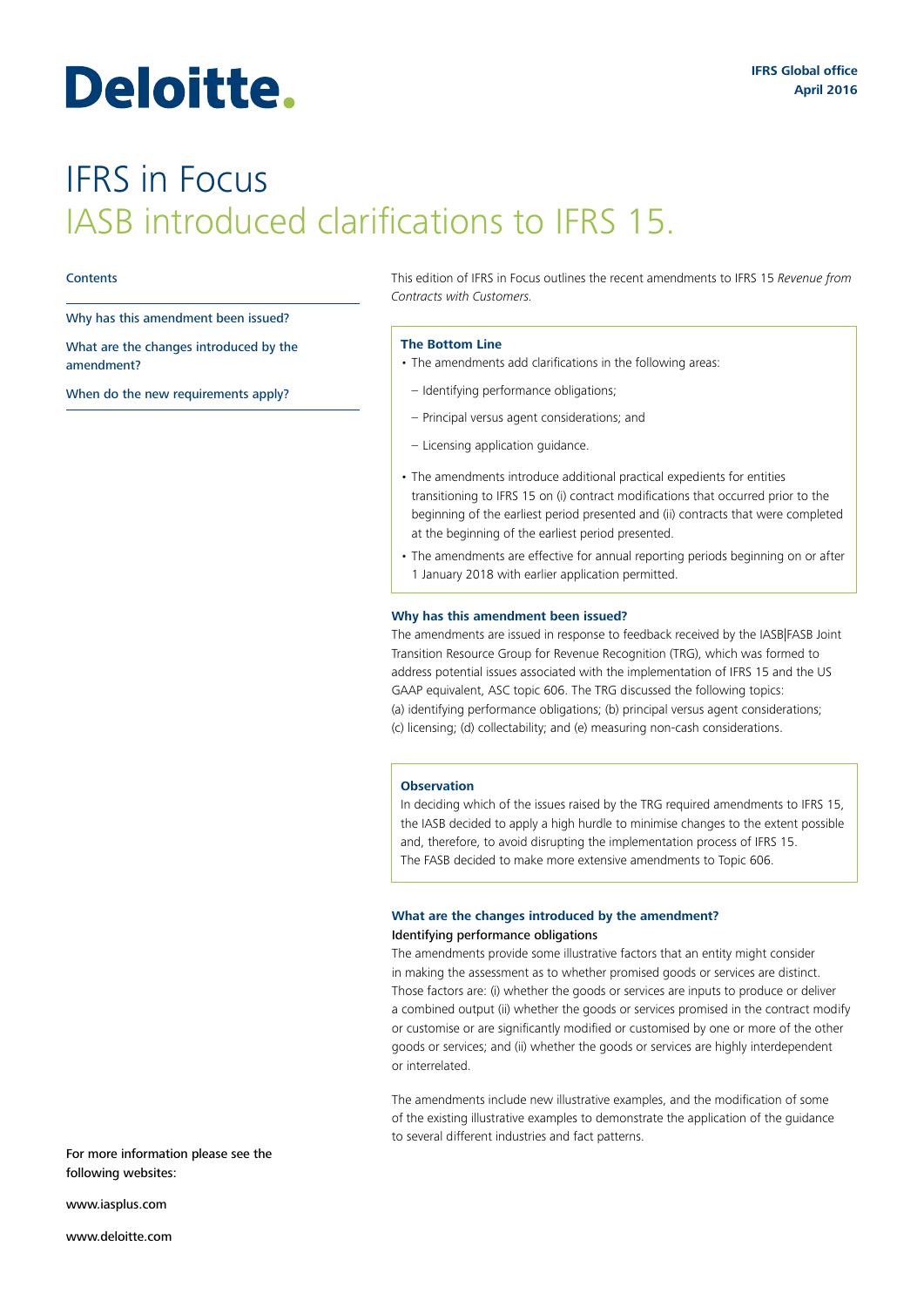Deloitte.

IFRS Global office
April 2016

# IFRS in Focus
## IASB introduced clarifications to IFRS 15.

Contents

Why has this amendment been issued?

What are the changes introduced by the amendment?

When do the new requirements apply?

This edition of IFRS in Focus outlines the recent amendments to IFRS 15 *Revenue from Contracts with Customers.*

**The Bottom Line**

- The amendments add clarifications in the following areas:
  - Identifying performance obligations;
  - Principal versus agent considerations; and
  - Licensing application guidance.
- The amendments introduce additional practical expedients for entities transitioning to IFRS 15 on (i) contract modifications that occurred prior to the beginning of the earliest period presented and (ii) contracts that were completed at the beginning of the earliest period presented.
- The amendments are effective for annual reporting periods beginning on or after 1 January 2018 with earlier application permitted.

### Why has this amendment been issued?

The amendments are issued in response to feedback received by the IASB|FASB Joint Transition Resource Group for Revenue Recognition (TRG), which was formed to address potential issues associated with the implementation of IFRS 15 and the US GAAP equivalent, ASC topic 606. The TRG discussed the following topics: (a) identifying performance obligations; (b) principal versus agent considerations; (c) licensing; (d) collectability; and (e) measuring non-cash considerations.

**Observation**

In deciding which of the issues raised by the TRG required amendments to IFRS 15, the IASB decided to apply a high hurdle to minimise changes to the extent possible and, therefore, to avoid disrupting the implementation process of IFRS 15. The FASB decided to make more extensive amendments to Topic 606.

### What are the changes introduced by the amendment?

#### Identifying performance obligations

The amendments provide some illustrative factors that an entity might consider in making the assessment as to whether promised goods or services are distinct. Those factors are: (i) whether the goods or services are inputs to produce or deliver a combined output (ii) whether the goods or services promised in the contract modify or customise or are significantly modified or customised by one or more of the other goods or services; and (ii) whether the goods or services are highly interdependent or interrelated.

The amendments include new illustrative examples, and the modification of some of the existing illustrative examples to demonstrate the application of the guidance to several different industries and fact patterns.

For more information please see the following websites:

www.iasplus.com

www.deloitte.com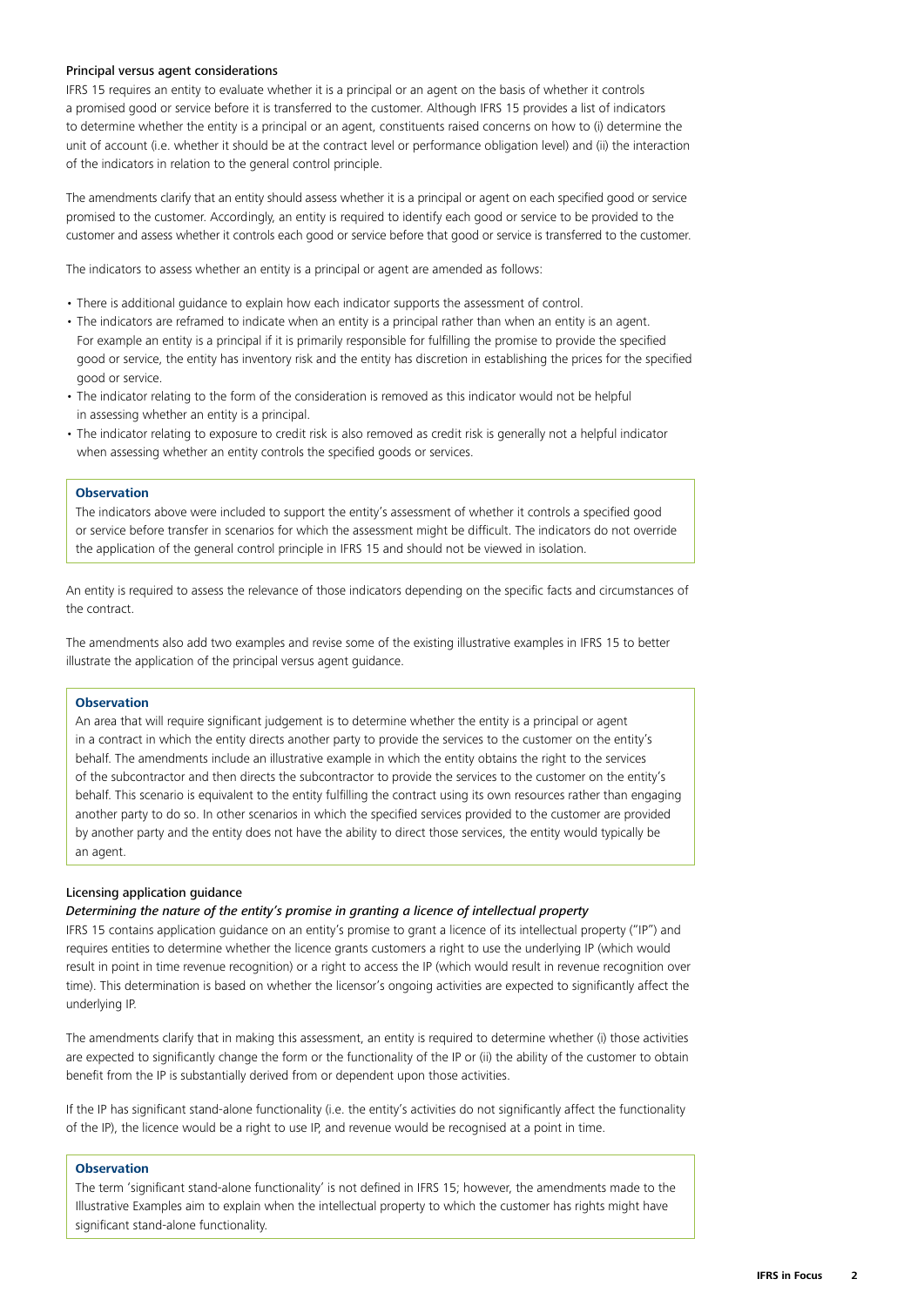### Principal versus agent considerations

IFRS 15 requires an entity to evaluate whether it is a principal or an agent on the basis of whether it controls a promised good or service before it is transferred to the customer. Although IFRS 15 provides a list of indicators to determine whether the entity is a principal or an agent, constituents raised concerns on how to (i) determine the unit of account (i.e. whether it should be at the contract level or performance obligation level) and (ii) the interaction of the indicators in relation to the general control principle.

The amendments clarify that an entity should assess whether it is a principal or agent on each specified good or service promised to the customer. Accordingly, an entity is required to identify each good or service to be provided to the customer and assess whether it controls each good or service before that good or service is transferred to the customer.

The indicators to assess whether an entity is a principal or agent are amended as follows:

- There is additional guidance to explain how each indicator supports the assessment of control.
- The indicators are reframed to indicate when an entity is a principal rather than when an entity is an agent. For example an entity is a principal if it is primarily responsible for fulfilling the promise to provide the specified good or service, the entity has inventory risk and the entity has discretion in establishing the prices for the specified good or service.
- The indicator relating to the form of the consideration is removed as this indicator would not be helpful in assessing whether an entity is a principal.
- The indicator relating to exposure to credit risk is also removed as credit risk is generally not a helpful indicator when assessing whether an entity controls the specified goods or services.

> **Observation**
>
> The indicators above were included to support the entity's assessment of whether it controls a specified good or service before transfer in scenarios for which the assessment might be difficult. The indicators do not override the application of the general control principle in IFRS 15 and should not be viewed in isolation.

An entity is required to assess the relevance of those indicators depending on the specific facts and circumstances of the contract.

The amendments also add two examples and revise some of the existing illustrative examples in IFRS 15 to better illustrate the application of the principal versus agent guidance.

> **Observation**
>
> An area that will require significant judgement is to determine whether the entity is a principal or agent in a contract in which the entity directs another party to provide the services to the customer on the entity's behalf. The amendments include an illustrative example in which the entity obtains the right to the services of the subcontractor and then directs the subcontractor to provide the services to the customer on the entity's behalf. This scenario is equivalent to the entity fulfilling the contract using its own resources rather than engaging another party to do so. In other scenarios in which the specified services provided to the customer are provided by another party and the entity does not have the ability to direct those services, the entity would typically be an agent.

### Licensing application guidance

#### *Determining the nature of the entity's promise in granting a licence of intellectual property*

IFRS 15 contains application guidance on an entity's promise to grant a licence of its intellectual property ("IP") and requires entities to determine whether the licence grants customers a right to use the underlying IP (which would result in point in time revenue recognition) or a right to access the IP (which would result in revenue recognition over time). This determination is based on whether the licensor's ongoing activities are expected to significantly affect the underlying IP.

The amendments clarify that in making this assessment, an entity is required to determine whether (i) those activities are expected to significantly change the form or the functionality of the IP or (ii) the ability of the customer to obtain benefit from the IP is substantially derived from or dependent upon those activities.

If the IP has significant stand-alone functionality (i.e. the entity's activities do not significantly affect the functionality of the IP), the licence would be a right to use IP, and revenue would be recognised at a point in time.

> **Observation**
>
> The term 'significant stand-alone functionality' is not defined in IFRS 15; however, the amendments made to the Illustrative Examples aim to explain when the intellectual property to which the customer has rights might have significant stand-alone functionality.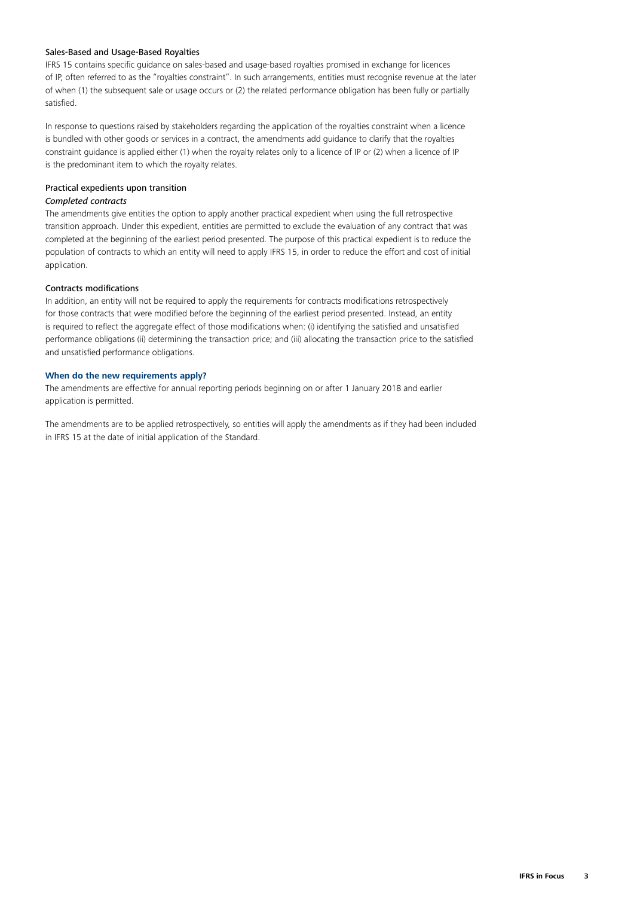### Sales-Based and Usage-Based Royalties

IFRS 15 contains specific guidance on sales-based and usage-based royalties promised in exchange for licences of IP, often referred to as the "royalties constraint". In such arrangements, entities must recognise revenue at the later of when (1) the subsequent sale or usage occurs or (2) the related performance obligation has been fully or partially satisfied.

In response to questions raised by stakeholders regarding the application of the royalties constraint when a licence is bundled with other goods or services in a contract, the amendments add guidance to clarify that the royalties constraint guidance is applied either (1) when the royalty relates only to a licence of IP or (2) when a licence of IP is the predominant item to which the royalty relates.

### Practical expedients upon transition

*Completed contracts*

The amendments give entities the option to apply another practical expedient when using the full retrospective transition approach. Under this expedient, entities are permitted to exclude the evaluation of any contract that was completed at the beginning of the earliest period presented. The purpose of this practical expedient is to reduce the population of contracts to which an entity will need to apply IFRS 15, in order to reduce the effort and cost of initial application.

### Contracts modifications

In addition, an entity will not be required to apply the requirements for contracts modifications retrospectively for those contracts that were modified before the beginning of the earliest period presented. Instead, an entity is required to reflect the aggregate effect of those modifications when: (i) identifying the satisfied and unsatisfied performance obligations (ii) determining the transaction price; and (iii) allocating the transaction price to the satisfied and unsatisfied performance obligations.

## When do the new requirements apply?

The amendments are effective for annual reporting periods beginning on or after 1 January 2018 and earlier application is permitted.

The amendments are to be applied retrospectively, so entities will apply the amendments as if they had been included in IFRS 15 at the date of initial application of the Standard.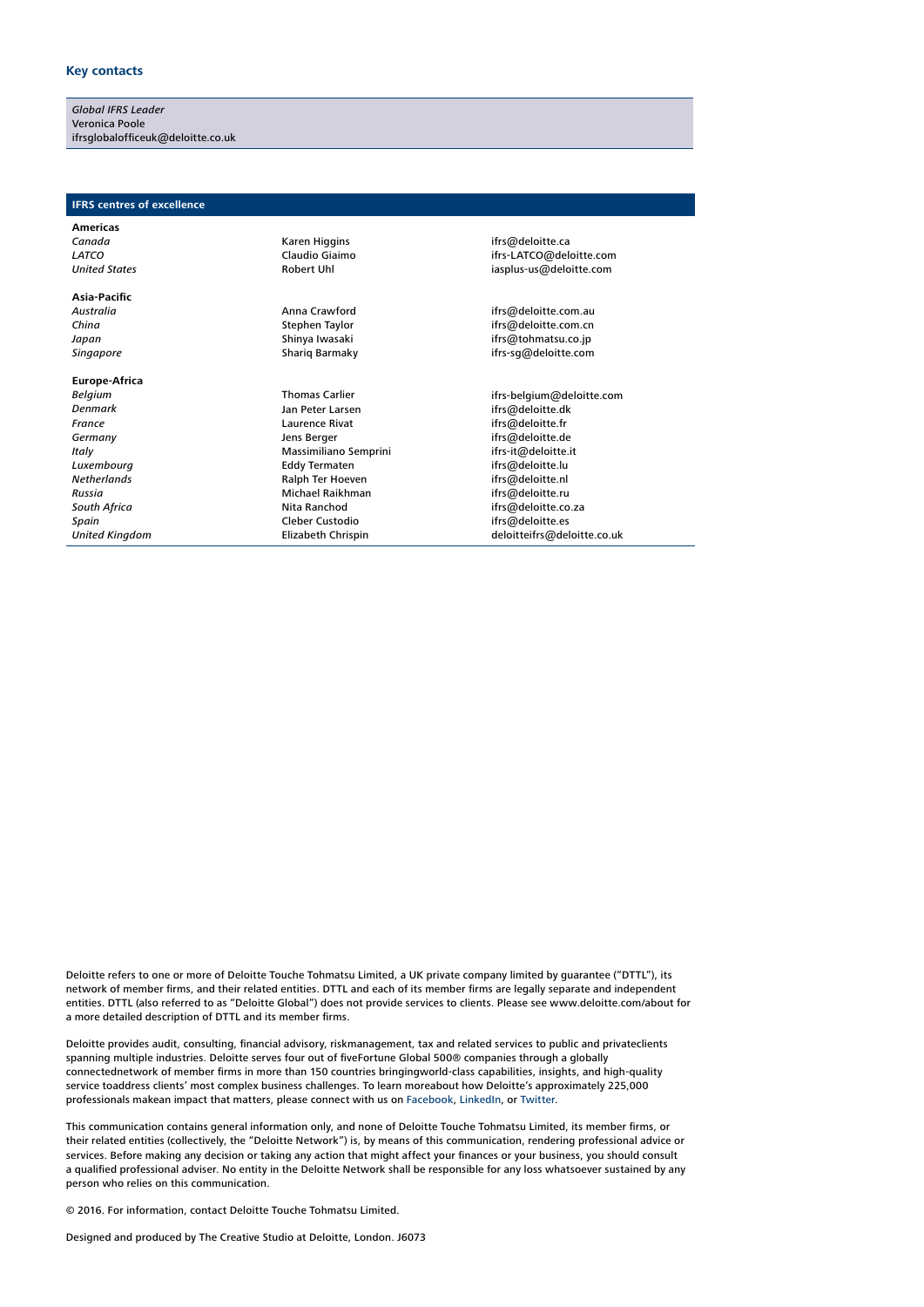### Key contacts

*Global IFRS Leader*
Veronica Poole
ifrsglobalofficeuk@deloitte.co.uk

| IFRS centres of excellence | | |
|---|---|---|
| **Americas** | | |
| *Canada* | Karen Higgins | ifrs@deloitte.ca |
| *LATCO* | Claudio Giaimo | ifrs-LATCO@deloitte.com |
| *United States* | Robert Uhl | iasplus-us@deloitte.com |
| **Asia-Pacific** | | |
| *Australia* | Anna Crawford | ifrs@deloitte.com.au |
| *China* | Stephen Taylor | ifrs@deloitte.com.cn |
| *Japan* | Shinya Iwasaki | ifrs@tohmatsu.co.jp |
| *Singapore* | Shariq Barmaky | ifrs-sg@deloitte.com |
| **Europe-Africa** | | |
| *Belgium* | Thomas Carlier | ifrs-belgium@deloitte.com |
| *Denmark* | Jan Peter Larsen | ifrs@deloitte.dk |
| *France* | Laurence Rivat | ifrs@deloitte.fr |
| *Germany* | Jens Berger | ifrs@deloitte.de |
| *Italy* | Massimiliano Semprini | ifrs-it@deloitte.it |
| *Luxembourg* | Eddy Termaten | ifrs@deloitte.lu |
| *Netherlands* | Ralph Ter Hoeven | ifrs@deloitte.nl |
| *Russia* | Michael Raikhman | ifrs@deloitte.ru |
| *South Africa* | Nita Ranchod | ifrs@deloitte.co.za |
| *Spain* | Cleber Custodio | ifrs@deloitte.es |
| *United Kingdom* | Elizabeth Chrispin | deloitteifrs@deloitte.co.uk |

Deloitte refers to one or more of Deloitte Touche Tohmatsu Limited, a UK private company limited by guarantee ("DTTL"), its network of member firms, and their related entities. DTTL and each of its member firms are legally separate and independent entities. DTTL (also referred to as "Deloitte Global") does not provide services to clients. Please see www.deloitte.com/about for a more detailed description of DTTL and its member firms.

Deloitte provides audit, consulting, financial advisory, riskmanagement, tax and related services to public and privateclients spanning multiple industries. Deloitte serves four out of fiveFortune Global 500® companies through a globally connectednetwork of member firms in more than 150 countries bringingworld-class capabilities, insights, and high-quality service toaddress clients' most complex business challenges. To learn moreabout how Deloitte's approximately 225,000 professionals makean impact that matters, please connect with us on Facebook, LinkedIn, or Twitter.

This communication contains general information only, and none of Deloitte Touche Tohmatsu Limited, its member firms, or their related entities (collectively, the "Deloitte Network") is, by means of this communication, rendering professional advice or services. Before making any decision or taking any action that might affect your finances or your business, you should consult a qualified professional adviser. No entity in the Deloitte Network shall be responsible for any loss whatsoever sustained by any person who relies on this communication.

© 2016. For information, contact Deloitte Touche Tohmatsu Limited.

Designed and produced by The Creative Studio at Deloitte, London. J6073